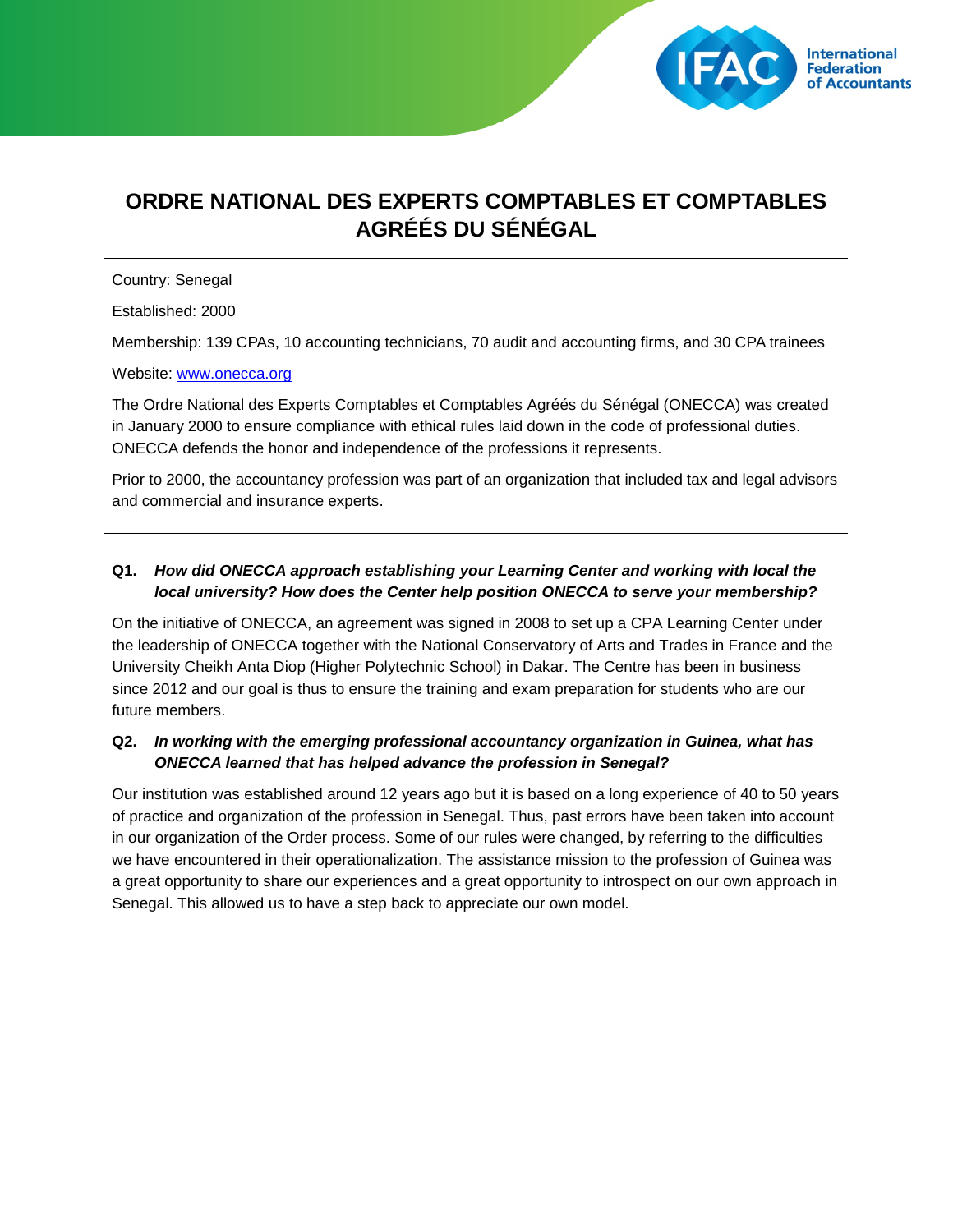# ORDRE NATIONAL DES EXPERTS COMPTABLES ET COMPTABLES AGRÉÉS DU SÉNÉGAL

Country: Senegal

Established: 2000

Membership: 139 CPAs, 10 accounting technicians, 70 audit and accounting firms, and 30 CPA trainees

Website: [www.onecca.org](http://www.onecca.org)

The Ordre National des Experts Comptables et Comptables Agréés du Sénégal (ONECCA) was created in January 2000 to ensure compliance with ethical rules laid down in the code of professional duties. ONECCA defends the honor and independence of the professions it represents.

Prior to 2000, the accountancy profession was part of an organization that included tax and legal advisors and commercial and insurance experts.

**Q1.** ***How did ONECCA approach establishing your Learning Center and working with local the local university? How does the Center help position ONECCA to serve your membership?***

On the initiative of ONECCA, an agreement was signed in 2008 to set up a CPA Learning Center under the leadership of ONECCA together with the National Conservatory of Arts and Trades in France and the University Cheikh Anta Diop (Higher Polytechnic School) in Dakar. The Centre has been in business since 2012 and our goal is thus to ensure the training and exam preparation for students who are our future members.

**Q2.** ***In working with the emerging professional accountancy organization in Guinea, what has ONECCA learned that has helped advance the profession in Senegal?***

Our institution was established around 12 years ago but it is based on a long experience of 40 to 50 years of practice and organization of the profession in Senegal. Thus, past errors have been taken into account in our organization of the Order process. Some of our rules were changed, by referring to the difficulties we have encountered in their operationalization. The assistance mission to the profession of Guinea was a great opportunity to share our experiences and a great opportunity to introspect on our own approach in Senegal. This allowed us to have a step back to appreciate our own model.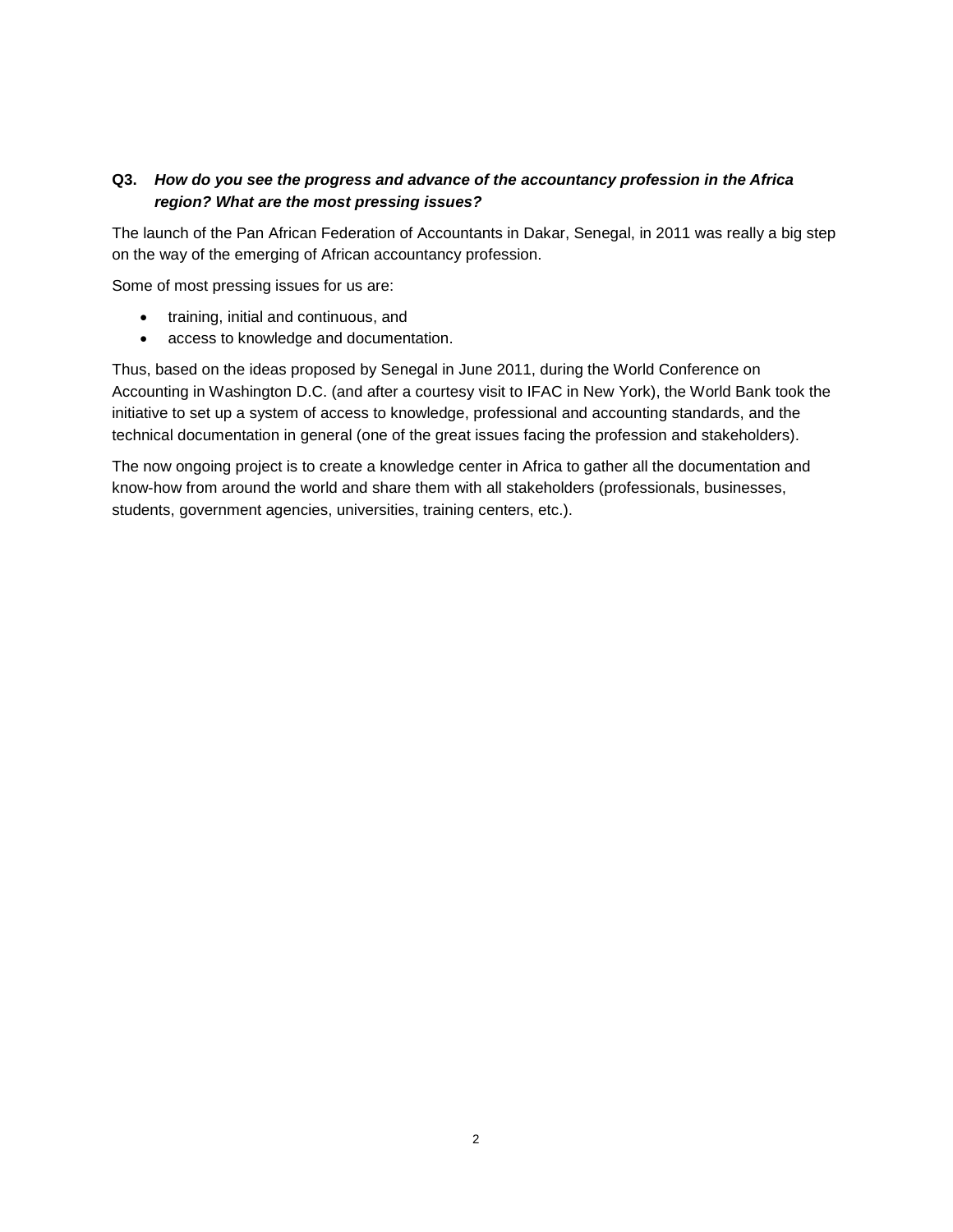**Q3.** ***How do you see the progress and advance of the accountancy profession in the Africa region? What are the most pressing issues?***

The launch of the Pan African Federation of Accountants in Dakar, Senegal, in 2011 was really a big step on the way of the emerging of African accountancy profession.

Some of most pressing issues for us are:

- training, initial and continuous, and
- access to knowledge and documentation.

Thus, based on the ideas proposed by Senegal in June 2011, during the World Conference on Accounting in Washington D.C. (and after a courtesy visit to IFAC in New York), the World Bank took the initiative to set up a system of access to knowledge, professional and accounting standards, and the technical documentation in general (one of the great issues facing the profession and stakeholders).

The now ongoing project is to create a knowledge center in Africa to gather all the documentation and know-how from around the world and share them with all stakeholders (professionals, businesses, students, government agencies, universities, training centers, etc.).